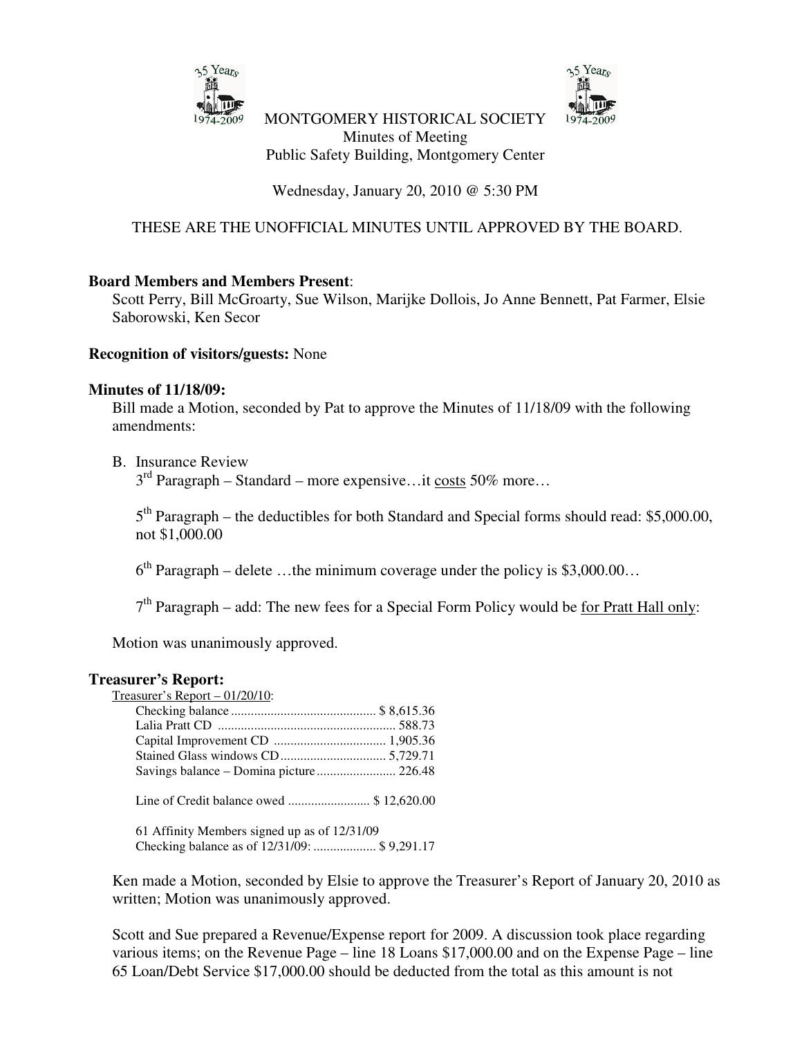# MONTGOMERY HISTORICAL SOCIETY

Minutes of Meeting
Public Safety Building, Montgomery Center

Wednesday, January 20, 2010 @ 5:30 PM

THESE ARE THE UNOFFICIAL MINUTES UNTIL APPROVED BY THE BOARD.

**Board Members and Members Present**:
Scott Perry, Bill McGroarty, Sue Wilson, Marijke Dollois, Jo Anne Bennett, Pat Farmer, Elsie Saborowski, Ken Secor

**Recognition of visitors/guests:** None

**Minutes of 11/18/09:**
Bill made a Motion, seconded by Pat to approve the Minutes of 11/18/09 with the following amendments:

B. Insurance Review
3rd Paragraph – Standard – more expensive…it costs 50% more…

5th Paragraph – the deductibles for both Standard and Special forms should read: $5,000.00, not $1,000.00

6th Paragraph – delete …the minimum coverage under the policy is $3,000.00…

7th Paragraph – add: The new fees for a Special Form Policy would be for Pratt Hall only:

Motion was unanimously approved.

**Treasurer's Report:**

Treasurer's Report – 01/20/10:

| | |
|---|---|
| Checking balance | $ 8,615.36 |
| Lalia Pratt CD | 588.73 |
| Capital Improvement CD | 1,905.36 |
| Stained Glass windows CD | 5,729.71 |
| Savings balance – Domina picture | 226.48 |
| Line of Credit balance owed | $ 12,620.00 |

61 Affinity Members signed up as of 12/31/09
Checking balance as of 12/31/09: $ 9,291.17

Ken made a Motion, seconded by Elsie to approve the Treasurer's Report of January 20, 2010 as written; Motion was unanimously approved.

Scott and Sue prepared a Revenue/Expense report for 2009. A discussion took place regarding various items; on the Revenue Page – line 18 Loans $17,000.00 and on the Expense Page – line 65 Loan/Debt Service $17,000.00 should be deducted from the total as this amount is not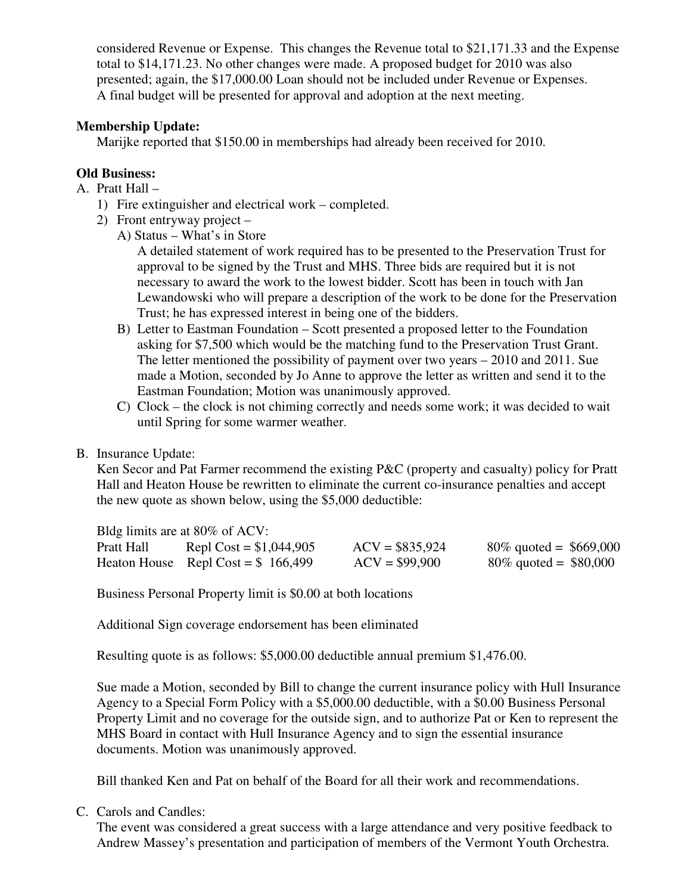considered Revenue or Expense. This changes the Revenue total to $21,171.33 and the Expense total to $14,171.23. No other changes were made. A proposed budget for 2010 was also presented; again, the $17,000.00 Loan should not be included under Revenue or Expenses. A final budget will be presented for approval and adoption at the next meeting.

**Membership Update:**

Marijke reported that $150.00 in memberships had already been received for 2010.

**Old Business:**

A. Pratt Hall –
   1) Fire extinguisher and electrical work – completed.
   2) Front entryway project –
      A) Status – What's in Store
         A detailed statement of work required has to be presented to the Preservation Trust for approval to be signed by the Trust and MHS. Three bids are required but it is not necessary to award the work to the lowest bidder. Scott has been in touch with Jan Lewandowski who will prepare a description of the work to be done for the Preservation Trust; he has expressed interest in being one of the bidders.
      B) Letter to Eastman Foundation – Scott presented a proposed letter to the Foundation asking for $7,500 which would be the matching fund to the Preservation Trust Grant. The letter mentioned the possibility of payment over two years – 2010 and 2011. Sue made a Motion, seconded by Jo Anne to approve the letter as written and send it to the Eastman Foundation; Motion was unanimously approved.
      C) Clock – the clock is not chiming correctly and needs some work; it was decided to wait until Spring for some warmer weather.

B. Insurance Update:
   Ken Secor and Pat Farmer recommend the existing P&C (property and casualty) policy for Pratt Hall and Heaton House be rewritten to eliminate the current co-insurance penalties and accept the new quote as shown below, using the $5,000 deductible:

   Bldg limits are at 80% of ACV:

| | | | |
|---|---|---|---|
| Pratt Hall | Repl Cost = $1,044,905 | ACV = $835,924 | 80% quoted = $669,000 |
| Heaton House | Repl Cost = $ 166,499 | ACV = $99,900 | 80% quoted = $80,000 |

   Business Personal Property limit is $0.00 at both locations

   Additional Sign coverage endorsement has been eliminated

   Resulting quote is as follows: $5,000.00 deductible annual premium $1,476.00.

   Sue made a Motion, seconded by Bill to change the current insurance policy with Hull Insurance Agency to a Special Form Policy with a $5,000.00 deductible, with a $0.00 Business Personal Property Limit and no coverage for the outside sign, and to authorize Pat or Ken to represent the MHS Board in contact with Hull Insurance Agency and to sign the essential insurance documents. Motion was unanimously approved.

   Bill thanked Ken and Pat on behalf of the Board for all their work and recommendations.

C. Carols and Candles:
   The event was considered a great success with a large attendance and very positive feedback to Andrew Massey's presentation and participation of members of the Vermont Youth Orchestra.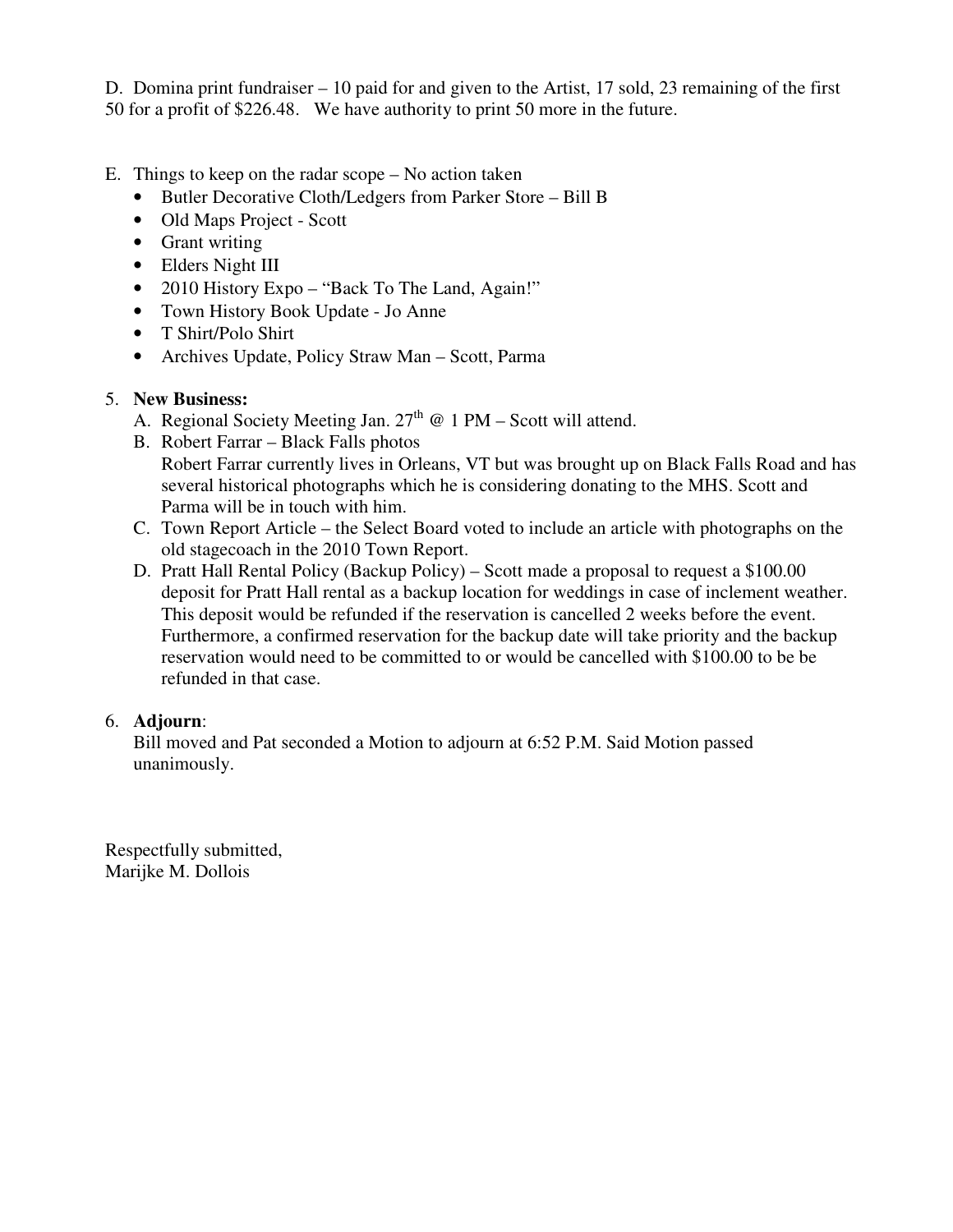D. Domina print fundraiser – 10 paid for and given to the Artist, 17 sold, 23 remaining of the first 50 for a profit of $226.48. We have authority to print 50 more in the future.

E. Things to keep on the radar scope – No action taken
   - Butler Decorative Cloth/Ledgers from Parker Store – Bill B
   - Old Maps Project - Scott
   - Grant writing
   - Elders Night III
   - 2010 History Expo – "Back To The Land, Again!"
   - Town History Book Update - Jo Anne
   - T Shirt/Polo Shirt
   - Archives Update, Policy Straw Man – Scott, Parma

5. **New Business:**
   A. Regional Society Meeting Jan. 27th @ 1 PM – Scott will attend.
   B. Robert Farrar – Black Falls photos
   Robert Farrar currently lives in Orleans, VT but was brought up on Black Falls Road and has several historical photographs which he is considering donating to the MHS. Scott and Parma will be in touch with him.
   C. Town Report Article – the Select Board voted to include an article with photographs on the old stagecoach in the 2010 Town Report.
   D. Pratt Hall Rental Policy (Backup Policy) – Scott made a proposal to request a $100.00 deposit for Pratt Hall rental as a backup location for weddings in case of inclement weather. This deposit would be refunded if the reservation is cancelled 2 weeks before the event. Furthermore, a confirmed reservation for the backup date will take priority and the backup reservation would need to be committed to or would be cancelled with $100.00 to be be refunded in that case.

6. **Adjourn**:
   Bill moved and Pat seconded a Motion to adjourn at 6:52 P.M. Said Motion passed unanimously.

Respectfully submitted,
Marijke M. Dollois